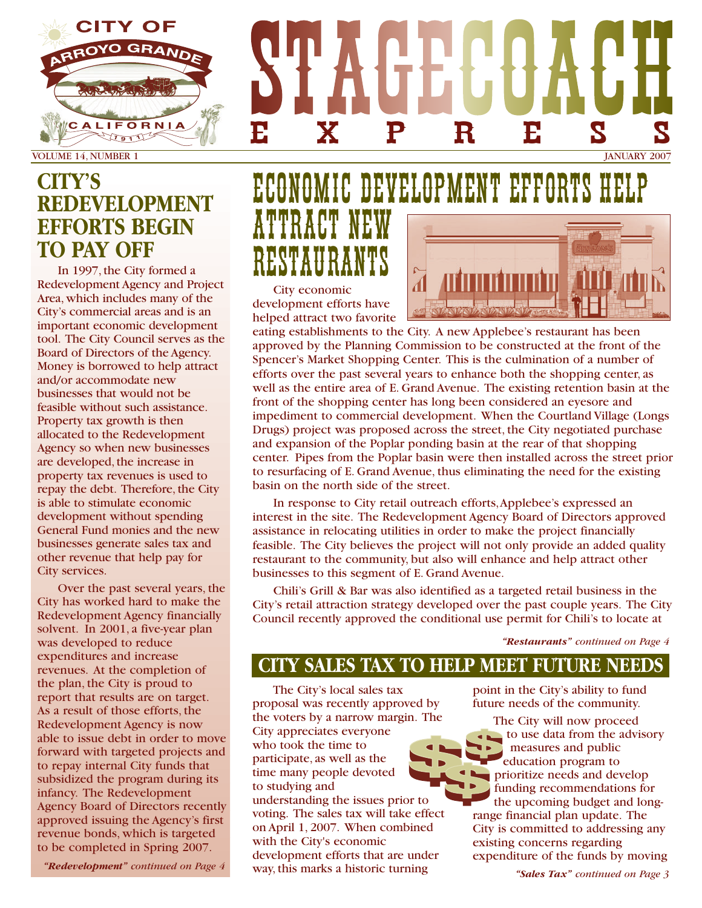# STAGECOACH EXPRESS

VOLUME 14, NUMBER 1 — JANUARY 2007

## CITY'S REDEVELOPMENT EFFORTS BEGIN TO PAY OFF

In 1997, the City formed a Redevelopment Agency and Project Area, which includes many of the City's commercial areas and is an important economic development tool. The City Council serves as the Board of Directors of the Agency. Money is borrowed to help attract and/or accommodate new businesses that would not be feasible without such assistance. Property tax growth is then allocated to the Redevelopment Agency so when new businesses are developed, the increase in property tax revenues is used to repay the debt. Therefore, the City is able to stimulate economic development without spending General Fund monies and the new businesses generate sales tax and other revenue that help pay for City services.

Over the past several years, the City has worked hard to make the Redevelopment Agency financially solvent. In 2001, a five-year plan was developed to reduce expenditures and increase revenues. At the completion of the plan, the City is proud to report that results are on target. As a result of those efforts, the Redevelopment Agency is now able to issue debt in order to move forward with targeted projects and to repay internal City funds that subsidized the program during its infancy. The Redevelopment Agency Board of Directors recently approved issuing the Agency's first revenue bonds, which is targeted to be completed in Spring 2007.

*"Redevelopment" continued on Page 4*

## ECONOMIC DEVELOPMENT EFFORTS HELP ATTRACT NEW RESTAURANTS

City economic development efforts have helped attract two favorite eating establishments to the City. A new Applebee's restaurant has been approved by the Planning Commission to be constructed at the front of the Spencer's Market Shopping Center. This is the culmination of a number of efforts over the past several years to enhance both the shopping center, as well as the entire area of E. Grand Avenue. The existing retention basin at the front of the shopping center has long been considered an eyesore and impediment to commercial development. When the Courtland Village (Longs Drugs) project was proposed across the street, the City negotiated purchase and expansion of the Poplar ponding basin at the rear of that shopping center. Pipes from the Poplar basin were then installed across the street prior to resurfacing of E. Grand Avenue, thus eliminating the need for the existing basin on the north side of the street.

In response to City retail outreach efforts, Applebee's expressed an interest in the site. The Redevelopment Agency Board of Directors approved assistance in relocating utilities in order to make the project financially feasible. The City believes the project will not only provide an added quality restaurant to the community, but also will enhance and help attract other businesses to this segment of E. Grand Avenue.

Chili's Grill & Bar was also identified as a targeted retail business in the City's retail attraction strategy developed over the past couple years. The City Council recently approved the conditional use permit for Chili's to locate at

*"Restaurants" continued on Page 4*

## CITY SALES TAX TO HELP MEET FUTURE NEEDS

The City's local sales tax proposal was recently approved by the voters by a narrow margin. The City appreciates everyone who took the time to participate, as well as the time many people devoted to studying and understanding the issues prior to voting. The sales tax will take effect on April 1, 2007. When combined with the City's economic development efforts that are under way, this marks a historic turning point in the City's ability to fund future needs of the community.

The City will now proceed to use data from the advisory measures and public education program to prioritize needs and develop funding recommendations for the upcoming budget and long-range financial plan update. The City is committed to addressing any existing concerns regarding expenditure of the funds by moving

*"Sales Tax" continued on Page 3*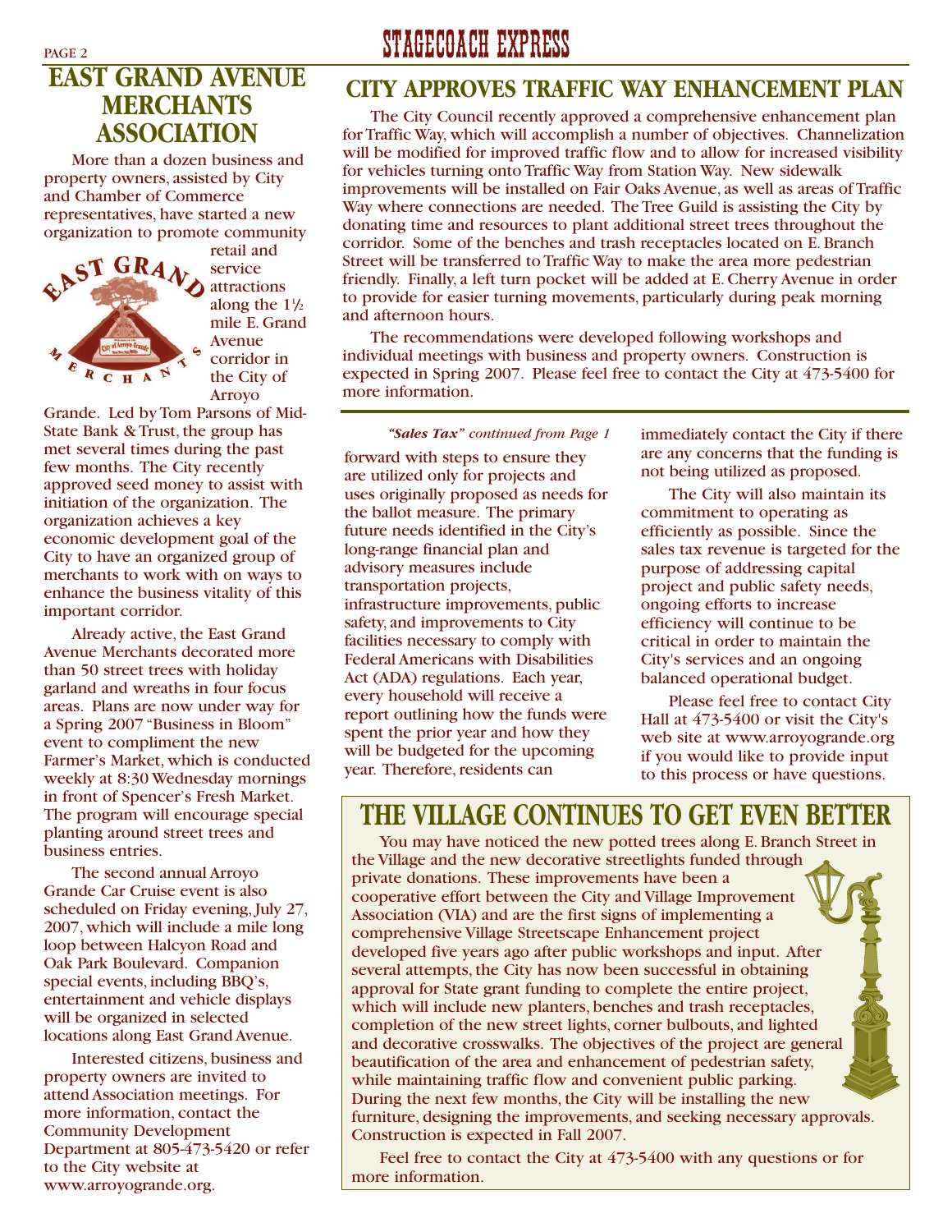## EAST GRAND AVENUE MERCHANTS ASSOCIATION

More than a dozen business and property owners, assisted by City and Chamber of Commerce representatives, have started a new organization to promote community retail and service attractions along the 1½ mile E. Grand Avenue corridor in the City of Arroyo Grande. Led by Tom Parsons of Mid-State Bank & Trust, the group has met several times during the past few months. The City recently approved seed money to assist with initiation of the organization. The organization achieves a key economic development goal of the City to have an organized group of merchants to work with on ways to enhance the business vitality of this important corridor.

Already active, the East Grand Avenue Merchants decorated more than 50 street trees with holiday garland and wreaths in four focus areas. Plans are now under way for a Spring 2007 "Business in Bloom" event to compliment the new Farmer's Market, which is conducted weekly at 8:30 Wednesday mornings in front of Spencer's Fresh Market. The program will encourage special planting around street trees and business entries.

The second annual Arroyo Grande Car Cruise event is also scheduled on Friday evening, July 27, 2007, which will include a mile long loop between Halcyon Road and Oak Park Boulevard. Companion special events, including BBQ's, entertainment and vehicle displays will be organized in selected locations along East Grand Avenue.

Interested citizens, business and property owners are invited to attend Association meetings. For more information, contact the Community Development Department at 805-473-5420 or refer to the City website at www.arroyogrande.org.

## CITY APPROVES TRAFFIC WAY ENHANCEMENT PLAN

The City Council recently approved a comprehensive enhancement plan for Traffic Way, which will accomplish a number of objectives. Channelization will be modified for improved traffic flow and to allow for increased visibility for vehicles turning onto Traffic Way from Station Way. New sidewalk improvements will be installed on Fair Oaks Avenue, as well as areas of Traffic Way where connections are needed. The Tree Guild is assisting the City by donating time and resources to plant additional street trees throughout the corridor. Some of the benches and trash receptacles located on E. Branch Street will be transferred to Traffic Way to make the area more pedestrian friendly. Finally, a left turn pocket will be added at E. Cherry Avenue in order to provide for easier turning movements, particularly during peak morning and afternoon hours.

The recommendations were developed following workshops and individual meetings with business and property owners. Construction is expected in Spring 2007. Please feel free to contact the City at 473-5400 for more information.

*"Sales Tax" continued from Page 1*

forward with steps to ensure they are utilized only for projects and uses originally proposed as needs for the ballot measure. The primary future needs identified in the City's long-range financial plan and advisory measures include transportation projects, infrastructure improvements, public safety, and improvements to City facilities necessary to comply with Federal Americans with Disabilities Act (ADA) regulations. Each year, every household will receive a report outlining how the funds were spent the prior year and how they will be budgeted for the upcoming year. Therefore, residents can immediately contact the City if there are any concerns that the funding is not being utilized as proposed.

The City will also maintain its commitment to operating as efficiently as possible. Since the sales tax revenue is targeted for the purpose of addressing capital project and public safety needs, ongoing efforts to increase efficiency will continue to be critical in order to maintain the City's services and an ongoing balanced operational budget.

Please feel free to contact City Hall at 473-5400 or visit the City's web site at www.arroyogrande.org if you would like to provide input to this process or have questions.

## THE VILLAGE CONTINUES TO GET EVEN BETTER

You may have noticed the new potted trees along E. Branch Street in the Village and the new decorative streetlights funded through private donations. These improvements have been a cooperative effort between the City and Village Improvement Association (VIA) and are the first signs of implementing a comprehensive Village Streetscape Enhancement project developed five years ago after public workshops and input. After several attempts, the City has now been successful in obtaining approval for State grant funding to complete the entire project, which will include new planters, benches and trash receptacles, completion of the new street lights, corner bulbouts, and lighted and decorative crosswalks. The objectives of the project are general beautification of the area and enhancement of pedestrian safety, while maintaining traffic flow and convenient public parking. During the next few months, the City will be installing the new furniture, designing the improvements, and seeking necessary approvals. Construction is expected in Fall 2007.

Feel free to contact the City at 473-5400 with any questions or for more information.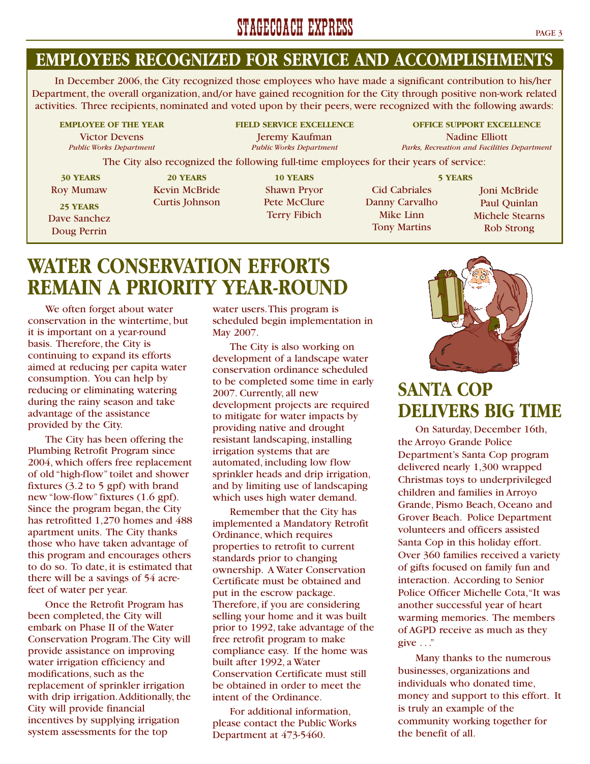## EMPLOYEES RECOGNIZED FOR SERVICE AND ACCOMPLISHMENTS

In December 2006, the City recognized those employees who have made a significant contribution to his/her Department, the overall organization, and/or have gained recognition for the City through positive non-work related activities. Three recipients, nominated and voted upon by their peers, were recognized with the following awards:

**EMPLOYEE OF THE YEAR**
Victor Devens
*Public Works Department*

**FIELD SERVICE EXCELLENCE**
Jeremy Kaufman
*Public Works Department*

**OFFICE SUPPORT EXCELLENCE**
Nadine Elliott
*Parks, Recreation and Facilities Department*

The City also recognized the following full-time employees for their years of service:

**30 YEARS**
Roy Mumaw

**25 YEARS**
Dave Sanchez
Doug Perrin

**20 YEARS**
Kevin McBride
Curtis Johnson

**10 YEARS**
Shawn Pryor
Pete McClure
Terry Fibich

**5 YEARS**
Cid Cabriales
Danny Carvalho
Mike Linn
Tony Martins
Joni McBride
Paul Quinlan
Michele Stearns
Rob Strong

# WATER CONSERVATION EFFORTS REMAIN A PRIORITY YEAR-ROUND

We often forget about water conservation in the wintertime, but it is important on a year-round basis. Therefore, the City is continuing to expand its efforts aimed at reducing per capita water consumption. You can help by reducing or eliminating watering during the rainy season and take advantage of the assistance provided by the City.

The City has been offering the Plumbing Retrofit Program since 2004, which offers free replacement of old "high-flow" toilet and shower fixtures (3.2 to 5 gpf) with brand new "low-flow" fixtures (1.6 gpf). Since the program began, the City has retrofitted 1,270 homes and 488 apartment units. The City thanks those who have taken advantage of this program and encourages others to do so. To date, it is estimated that there will be a savings of 54 acre-feet of water per year.

Once the Retrofit Program has been completed, the City will embark on Phase II of the Water Conservation Program. The City will provide assistance on improving water irrigation efficiency and modifications, such as the replacement of sprinkler irrigation with drip irrigation. Additionally, the City will provide financial incentives by supplying irrigation system assessments for the top water users. This program is scheduled begin implementation in May 2007.

The City is also working on development of a landscape water conservation ordinance scheduled to be completed some time in early 2007. Currently, all new development projects are required to mitigate for water impacts by providing native and drought resistant landscaping, installing irrigation systems that are automated, including low flow sprinkler heads and drip irrigation, and by limiting use of landscaping which uses high water demand.

Remember that the City has implemented a Mandatory Retrofit Ordinance, which requires properties to retrofit to current standards prior to changing ownership. A Water Conservation Certificate must be obtained and put in the escrow package. Therefore, if you are considering selling your home and it was built prior to 1992, take advantage of the free retrofit program to make compliance easy. If the home was built after 1992, a Water Conservation Certificate must still be obtained in order to meet the intent of the Ordinance.

For additional information, please contact the Public Works Department at 473-5460.

# SANTA COP DELIVERS BIG TIME

On Saturday, December 16th, the Arroyo Grande Police Department's Santa Cop program delivered nearly 1,300 wrapped Christmas toys to underprivileged children and families in Arroyo Grande, Pismo Beach, Oceano and Grover Beach. Police Department volunteers and officers assisted Santa Cop in this holiday effort. Over 360 families received a variety of gifts focused on family fun and interaction. According to Senior Police Officer Michelle Cota, "It was another successful year of heart warming memories. The members of AGPD receive as much as they give . . ."

Many thanks to the numerous businesses, organizations and individuals who donated time, money and support to this effort. It is truly an example of the community working together for the benefit of all.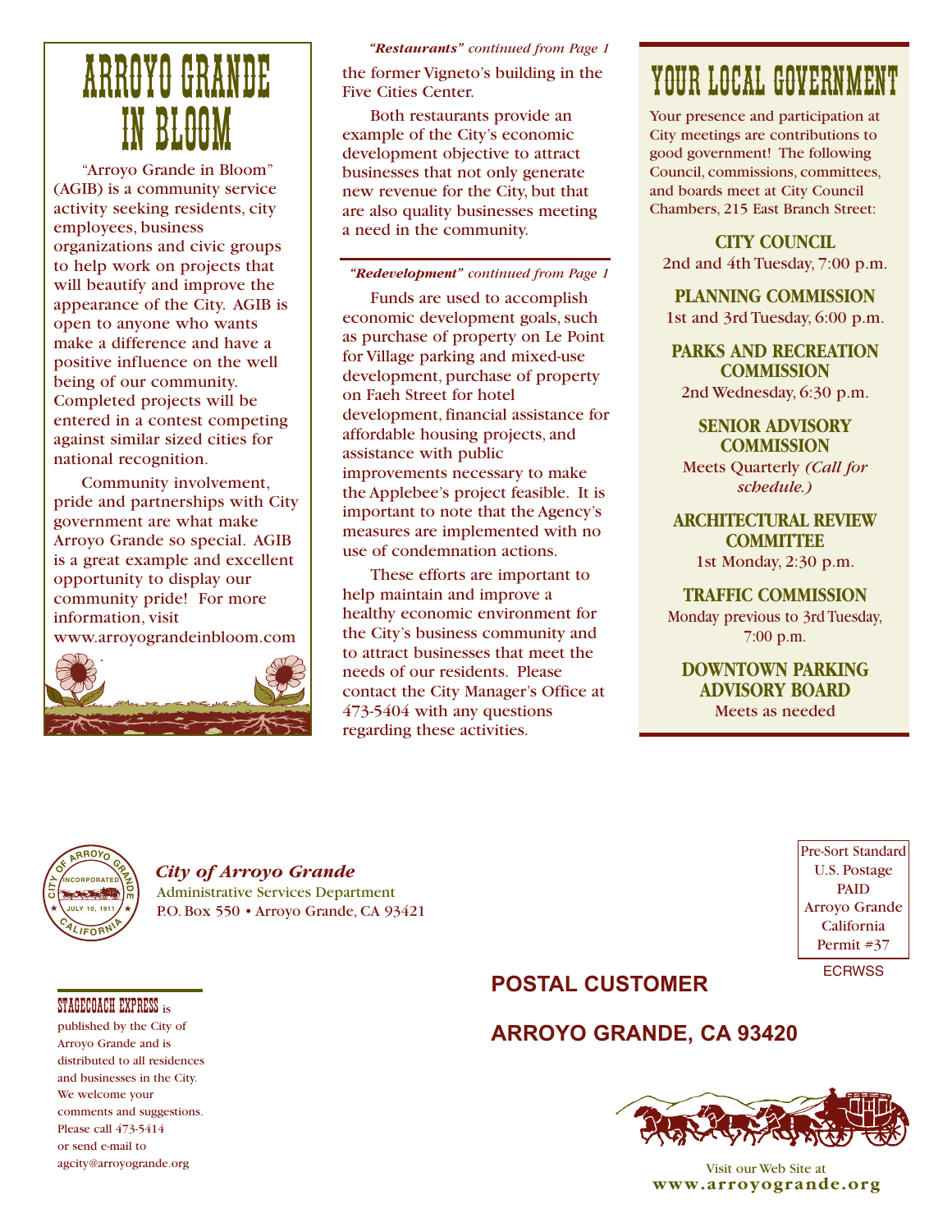# ARROYO GRANDE IN BLOOM

"Arroyo Grande in Bloom" (AGIB) is a community service activity seeking residents, city employees, business organizations and civic groups to help work on projects that will beautify and improve the appearance of the City. AGIB is open to anyone who wants make a difference and have a positive influence on the well being of our community. Completed projects will be entered in a contest competing against similar sized cities for national recognition.

Community involvement, pride and partnerships with City government are what make Arroyo Grande so special. AGIB is a great example and excellent opportunity to display our community pride! For more information, visit www.arroyograndeinbloom.com

***"Restaurants"** continued from Page 1*

the former Vigneto's building in the Five Cities Center.

Both restaurants provide an example of the City's economic development objective to attract businesses that not only generate new revenue for the City, but that are also quality businesses meeting a need in the community.

***"Redevelopment"** continued from Page 1*

Funds are used to accomplish economic development goals, such as purchase of property on Le Point for Village parking and mixed-use development, purchase of property on Faeh Street for hotel development, financial assistance for affordable housing projects, and assistance with public improvements necessary to make the Applebee's project feasible. It is important to note that the Agency's measures are implemented with no use of condemnation actions.

These efforts are important to help maintain and improve a healthy economic environment for the City's business community and to attract businesses that meet the needs of our residents. Please contact the City Manager's Office at 473-5404 with any questions regarding these activities.

# YOUR LOCAL GOVERNMENT

Your presence and participation at City meetings are contributions to good government! The following Council, commissions, committees, and boards meet at City Council Chambers, 215 East Branch Street:

**CITY COUNCIL**
2nd and 4th Tuesday, 7:00 p.m.

**PLANNING COMMISSION**
1st and 3rd Tuesday, 6:00 p.m.

**PARKS AND RECREATION COMMISSION**
2nd Wednesday, 6:30 p.m.

**SENIOR ADVISORY COMMISSION**
Meets Quarterly *(Call for schedule.)*

**ARCHITECTURAL REVIEW COMMITTEE**
1st Monday, 2:30 p.m.

**TRAFFIC COMMISSION**
Monday previous to 3rd Tuesday, 7:00 p.m.

**DOWNTOWN PARKING ADVISORY BOARD**
Meets as needed

CITY OF ARROYO GRANDE
INCORPORATED
JULY 10, 1911
CALIFORNIA

***City of Arroyo Grande***
Administrative Services Department
P.O. Box 550 • Arroyo Grande, CA 93421

Pre-Sort Standard
U.S. Postage
PAID
Arroyo Grande
California
Permit #37

ECRWSS

**POSTAL CUSTOMER**

**ARROYO GRANDE, CA 93420**

STAGECOACH EXPRESS is published by the City of Arroyo Grande and is distributed to all residences and businesses in the City. We welcome your comments and suggestions. Please call 473-5414 or send e-mail to agcity@arroyogrande.org

Visit our Web Site at
**www.arroyogrande.org**